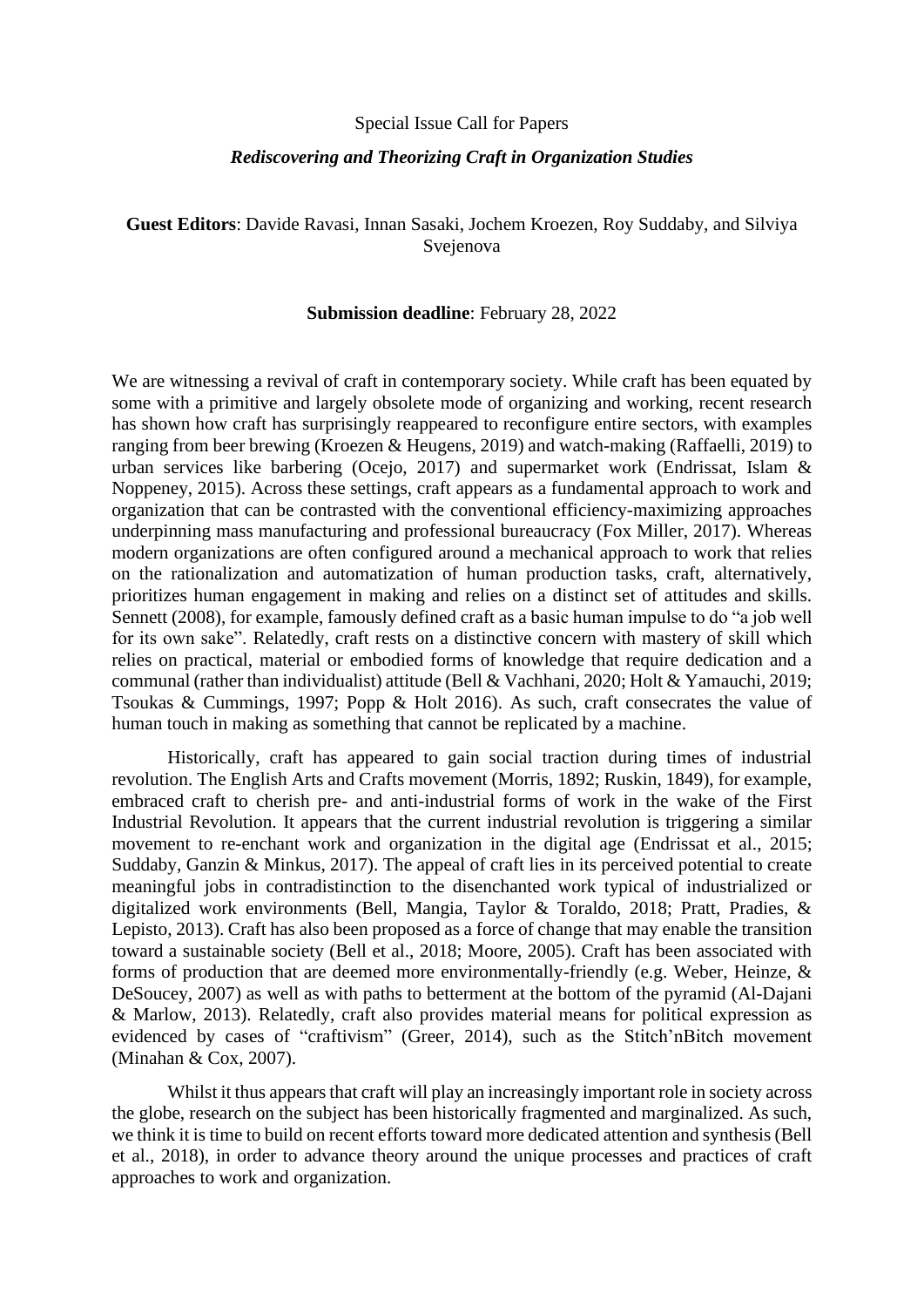Special Issue Call for Papers

## *Rediscovering and Theorizing Craft in Organization Studies*

**Guest Editors**: Davide Ravasi, Innan Sasaki, Jochem Kroezen, Roy Suddaby, and Silviya Svejenova

**Submission deadline**: February 28, 2022

We are witnessing a revival of craft in contemporary society. While craft has been equated by some with a primitive and largely obsolete mode of organizing and working, recent research has shown how craft has surprisingly reappeared to reconfigure entire sectors, with examples ranging from beer brewing (Kroezen & Heugens, 2019) and watch-making (Raffaelli, 2019) to urban services like barbering (Ocejo, 2017) and supermarket work (Endrissat, Islam & Noppeney, 2015). Across these settings, craft appears as a fundamental approach to work and organization that can be contrasted with the conventional efficiency-maximizing approaches underpinning mass manufacturing and professional bureaucracy (Fox Miller, 2017). Whereas modern organizations are often configured around a mechanical approach to work that relies on the rationalization and automatization of human production tasks, craft, alternatively, prioritizes human engagement in making and relies on a distinct set of attitudes and skills. Sennett (2008), for example, famously defined craft as a basic human impulse to do "a job well for its own sake". Relatedly, craft rests on a distinctive concern with mastery of skill which relies on practical, material or embodied forms of knowledge that require dedication and a communal (rather than individualist) attitude (Bell & Vachhani, 2020; Holt & Yamauchi, 2019; Tsoukas & Cummings, 1997; Popp & Holt 2016). As such, craft consecrates the value of human touch in making as something that cannot be replicated by a machine.

Historically, craft has appeared to gain social traction during times of industrial revolution. The English Arts and Crafts movement (Morris, 1892; Ruskin, 1849), for example, embraced craft to cherish pre- and anti-industrial forms of work in the wake of the First Industrial Revolution. It appears that the current industrial revolution is triggering a similar movement to re-enchant work and organization in the digital age (Endrissat et al., 2015; Suddaby, Ganzin & Minkus, 2017). The appeal of craft lies in its perceived potential to create meaningful jobs in contradistinction to the disenchanted work typical of industrialized or digitalized work environments (Bell, Mangia, Taylor & Toraldo, 2018; Pratt, Pradies, & Lepisto, 2013). Craft has also been proposed as a force of change that may enable the transition toward a sustainable society (Bell et al., 2018; Moore, 2005). Craft has been associated with forms of production that are deemed more environmentally-friendly (e.g. Weber, Heinze, & DeSoucey, 2007) as well as with paths to betterment at the bottom of the pyramid (Al-Dajani & Marlow, 2013). Relatedly, craft also provides material means for political expression as evidenced by cases of "craftivism" (Greer, 2014), such as the Stitch'nBitch movement (Minahan & Cox, 2007).

Whilst it thus appears that craft will play an increasingly important role in society across the globe, research on the subject has been historically fragmented and marginalized. As such, we think it is time to build on recent efforts toward more dedicated attention and synthesis (Bell et al., 2018), in order to advance theory around the unique processes and practices of craft approaches to work and organization.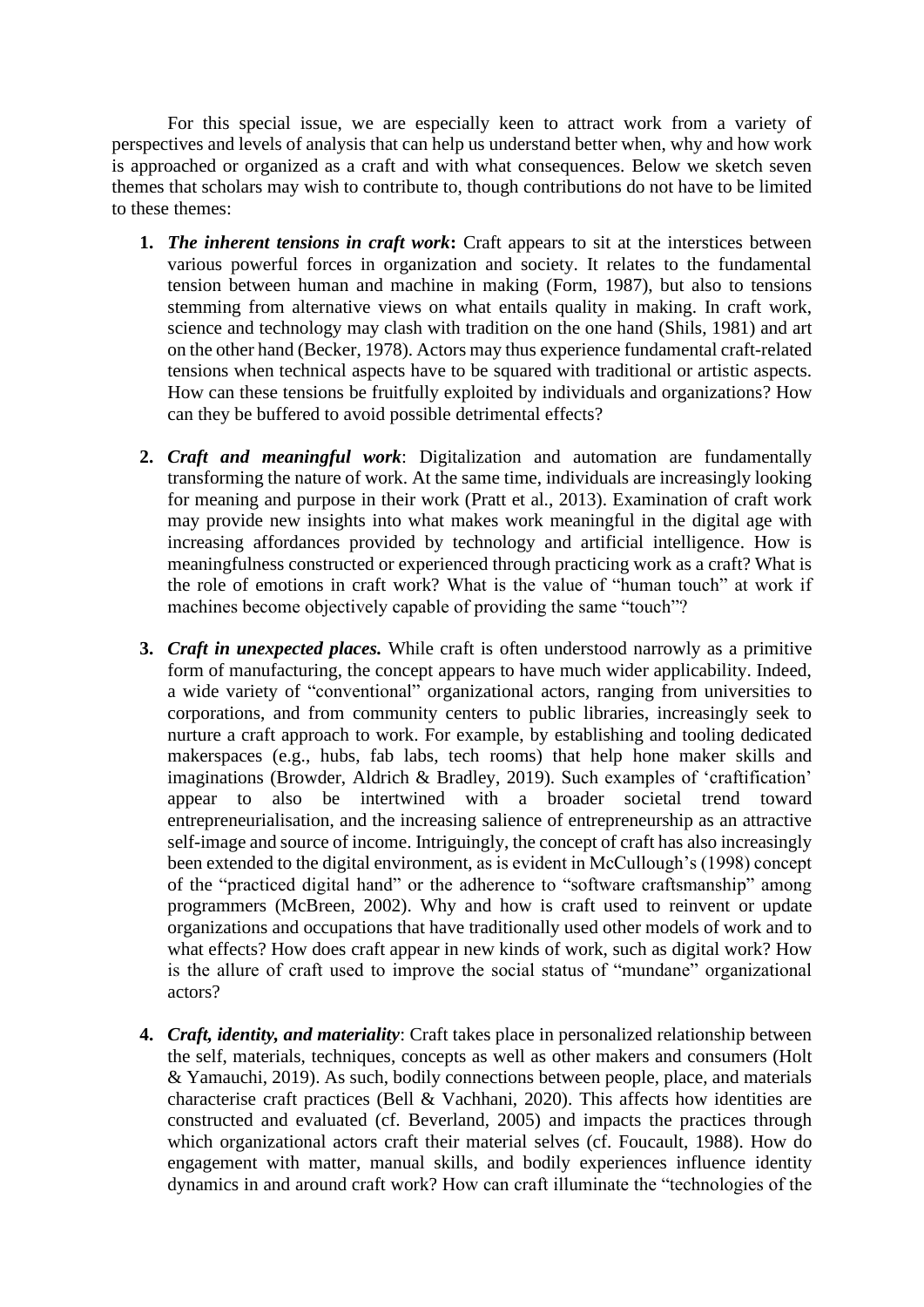For this special issue, we are especially keen to attract work from a variety of perspectives and levels of analysis that can help us understand better when, why and how work is approached or organized as a craft and with what consequences. Below we sketch seven themes that scholars may wish to contribute to, though contributions do not have to be limited to these themes:

1. ***The inherent tensions in craft work*:** Craft appears to sit at the interstices between various powerful forces in organization and society. It relates to the fundamental tension between human and machine in making (Form, 1987), but also to tensions stemming from alternative views on what entails quality in making. In craft work, science and technology may clash with tradition on the one hand (Shils, 1981) and art on the other hand (Becker, 1978). Actors may thus experience fundamental craft-related tensions when technical aspects have to be squared with traditional or artistic aspects. How can these tensions be fruitfully exploited by individuals and organizations? How can they be buffered to avoid possible detrimental effects?

2. ***Craft and meaningful work***: Digitalization and automation are fundamentally transforming the nature of work. At the same time, individuals are increasingly looking for meaning and purpose in their work (Pratt et al., 2013). Examination of craft work may provide new insights into what makes work meaningful in the digital age with increasing affordances provided by technology and artificial intelligence. How is meaningfulness constructed or experienced through practicing work as a craft? What is the role of emotions in craft work? What is the value of "human touch" at work if machines become objectively capable of providing the same "touch"?

3. ***Craft in unexpected places.*** While craft is often understood narrowly as a primitive form of manufacturing, the concept appears to have much wider applicability. Indeed, a wide variety of "conventional" organizational actors, ranging from universities to corporations, and from community centers to public libraries, increasingly seek to nurture a craft approach to work. For example, by establishing and tooling dedicated makerspaces (e.g., hubs, fab labs, tech rooms) that help hone maker skills and imaginations (Browder, Aldrich & Bradley, 2019). Such examples of 'craftification' appear to also be intertwined with a broader societal trend toward entrepreneurialisation, and the increasing salience of entrepreneurship as an attractive self-image and source of income. Intriguingly, the concept of craft has also increasingly been extended to the digital environment, as is evident in McCullough's (1998) concept of the "practiced digital hand" or the adherence to "software craftsmanship" among programmers (McBreen, 2002). Why and how is craft used to reinvent or update organizations and occupations that have traditionally used other models of work and to what effects? How does craft appear in new kinds of work, such as digital work? How is the allure of craft used to improve the social status of "mundane" organizational actors?

4. ***Craft, identity, and materiality***: Craft takes place in personalized relationship between the self, materials, techniques, concepts as well as other makers and consumers (Holt & Yamauchi, 2019). As such, bodily connections between people, place, and materials characterise craft practices (Bell & Vachhani, 2020). This affects how identities are constructed and evaluated (cf. Beverland, 2005) and impacts the practices through which organizational actors craft their material selves (cf. Foucault, 1988). How do engagement with matter, manual skills, and bodily experiences influence identity dynamics in and around craft work? How can craft illuminate the "technologies of the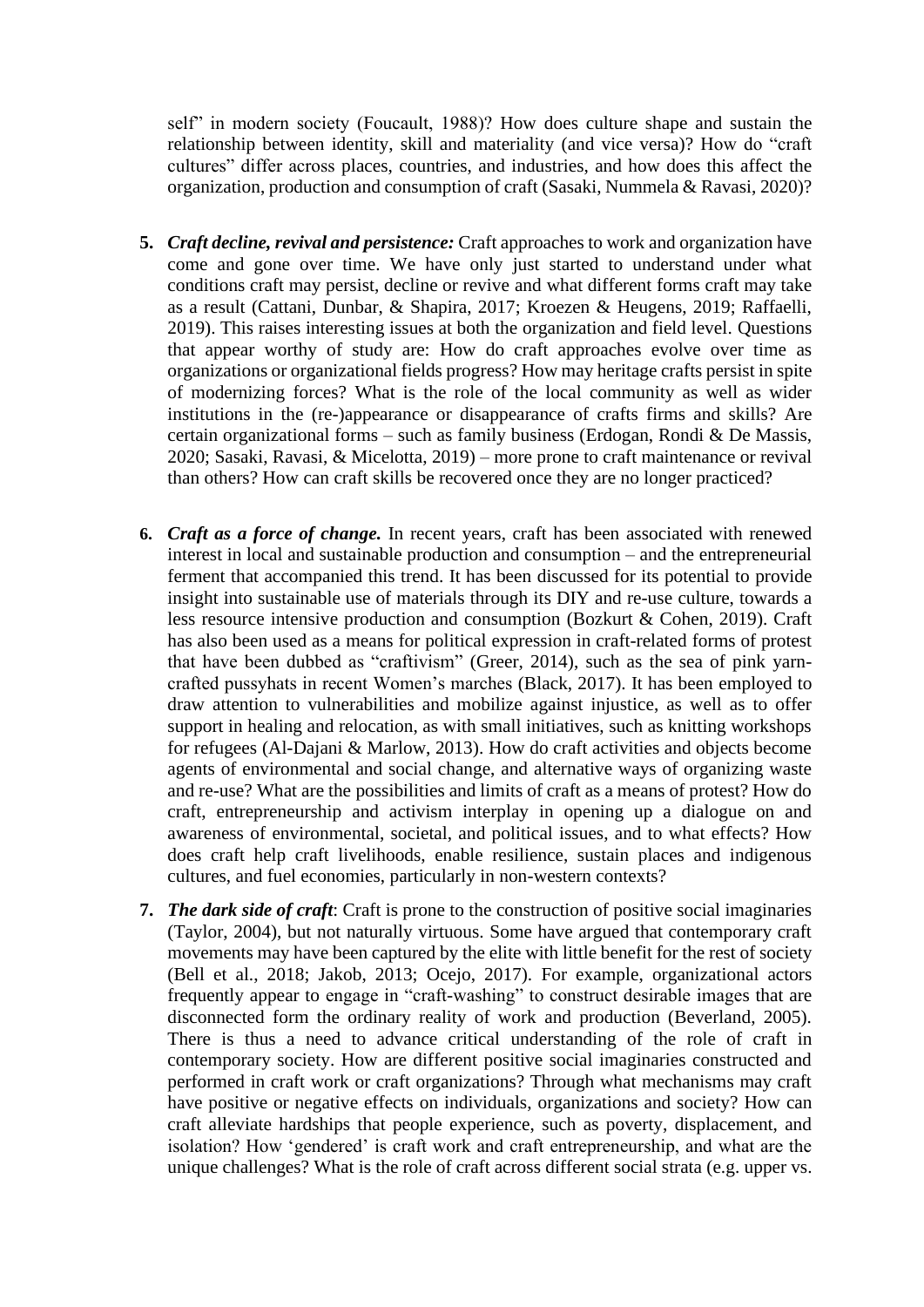self" in modern society (Foucault, 1988)? How does culture shape and sustain the relationship between identity, skill and materiality (and vice versa)? How do "craft cultures" differ across places, countries, and industries, and how does this affect the organization, production and consumption of craft (Sasaki, Nummela & Ravasi, 2020)?

5. ***Craft decline, revival and persistence:*** Craft approaches to work and organization have come and gone over time. We have only just started to understand under what conditions craft may persist, decline or revive and what different forms craft may take as a result (Cattani, Dunbar, & Shapira, 2017; Kroezen & Heugens, 2019; Raffaelli, 2019). This raises interesting issues at both the organization and field level. Questions that appear worthy of study are: How do craft approaches evolve over time as organizations or organizational fields progress? How may heritage crafts persist in spite of modernizing forces? What is the role of the local community as well as wider institutions in the (re-)appearance or disappearance of crafts firms and skills? Are certain organizational forms – such as family business (Erdogan, Rondi & De Massis, 2020; Sasaki, Ravasi, & Micelotta, 2019) – more prone to craft maintenance or revival than others? How can craft skills be recovered once they are no longer practiced?

6. ***Craft as a force of change.*** In recent years, craft has been associated with renewed interest in local and sustainable production and consumption – and the entrepreneurial ferment that accompanied this trend. It has been discussed for its potential to provide insight into sustainable use of materials through its DIY and re-use culture, towards a less resource intensive production and consumption (Bozkurt & Cohen, 2019). Craft has also been used as a means for political expression in craft-related forms of protest that have been dubbed as "craftivism" (Greer, 2014), such as the sea of pink yarn-crafted pussyhats in recent Women's marches (Black, 2017). It has been employed to draw attention to vulnerabilities and mobilize against injustice, as well as to offer support in healing and relocation, as with small initiatives, such as knitting workshops for refugees (Al-Dajani & Marlow, 2013). How do craft activities and objects become agents of environmental and social change, and alternative ways of organizing waste and re-use? What are the possibilities and limits of craft as a means of protest? How do craft, entrepreneurship and activism interplay in opening up a dialogue on and awareness of environmental, societal, and political issues, and to what effects? How does craft help craft livelihoods, enable resilience, sustain places and indigenous cultures, and fuel economies, particularly in non-western contexts?

7. ***The dark side of craft***: Craft is prone to the construction of positive social imaginaries (Taylor, 2004), but not naturally virtuous. Some have argued that contemporary craft movements may have been captured by the elite with little benefit for the rest of society (Bell et al., 2018; Jakob, 2013; Ocejo, 2017). For example, organizational actors frequently appear to engage in "craft-washing" to construct desirable images that are disconnected form the ordinary reality of work and production (Beverland, 2005). There is thus a need to advance critical understanding of the role of craft in contemporary society. How are different positive social imaginaries constructed and performed in craft work or craft organizations? Through what mechanisms may craft have positive or negative effects on individuals, organizations and society? How can craft alleviate hardships that people experience, such as poverty, displacement, and isolation? How 'gendered' is craft work and craft entrepreneurship, and what are the unique challenges? What is the role of craft across different social strata (e.g. upper vs.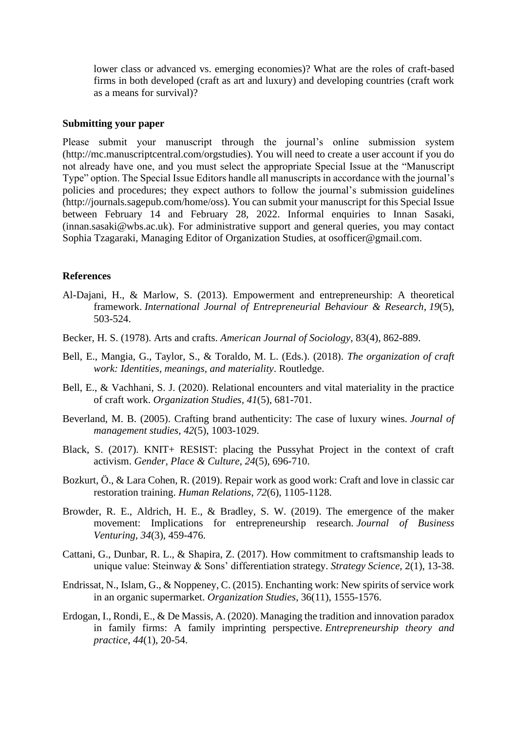lower class or advanced vs. emerging economies)? What are the roles of craft-based firms in both developed (craft as art and luxury) and developing countries (craft work as a means for survival)?

**Submitting your paper**

Please submit your manuscript through the journal's online submission system (http://mc.manuscriptcentral.com/orgstudies). You will need to create a user account if you do not already have one, and you must select the appropriate Special Issue at the "Manuscript Type" option. The Special Issue Editors handle all manuscripts in accordance with the journal's policies and procedures; they expect authors to follow the journal's submission guidelines (http://journals.sagepub.com/home/oss). You can submit your manuscript for this Special Issue between February 14 and February 28, 2022. Informal enquiries to Innan Sasaki, (innan.sasaki@wbs.ac.uk). For administrative support and general queries, you may contact Sophia Tzagaraki, Managing Editor of Organization Studies, at osofficer@gmail.com.

**References**

Al-Dajani, H., & Marlow, S. (2013). Empowerment and entrepreneurship: A theoretical framework. *International Journal of Entrepreneurial Behaviour & Research*, *19*(5), 503-524.

Becker, H. S. (1978). Arts and crafts. *American Journal of Sociology*, 83(4), 862-889.

Bell, E., Mangia, G., Taylor, S., & Toraldo, M. L. (Eds.). (2018). *The organization of craft work: Identities, meanings, and materiality*. Routledge.

Bell, E., & Vachhani, S. J. (2020). Relational encounters and vital materiality in the practice of craft work. *Organization Studies*, *41*(5), 681-701.

Beverland, M. B. (2005). Crafting brand authenticity: The case of luxury wines. *Journal of management studies*, *42*(5), 1003-1029.

Black, S. (2017). KNIT+ RESIST: placing the Pussyhat Project in the context of craft activism. *Gender, Place & Culture*, *24*(5), 696-710.

Bozkurt, Ö., & Lara Cohen, R. (2019). Repair work as good work: Craft and love in classic car restoration training. *Human Relations*, *72*(6), 1105-1128.

Browder, R. E., Aldrich, H. E., & Bradley, S. W. (2019). The emergence of the maker movement: Implications for entrepreneurship research. *Journal of Business Venturing*, *34*(3), 459-476.

Cattani, G., Dunbar, R. L., & Shapira, Z. (2017). How commitment to craftsmanship leads to unique value: Steinway & Sons' differentiation strategy. *Strategy Science*, 2(1), 13-38.

Endrissat, N., Islam, G., & Noppeney, C. (2015). Enchanting work: New spirits of service work in an organic supermarket. *Organization Studies*, 36(11), 1555-1576.

Erdogan, I., Rondi, E., & De Massis, A. (2020). Managing the tradition and innovation paradox in family firms: A family imprinting perspective. *Entrepreneurship theory and practice*, *44*(1), 20-54.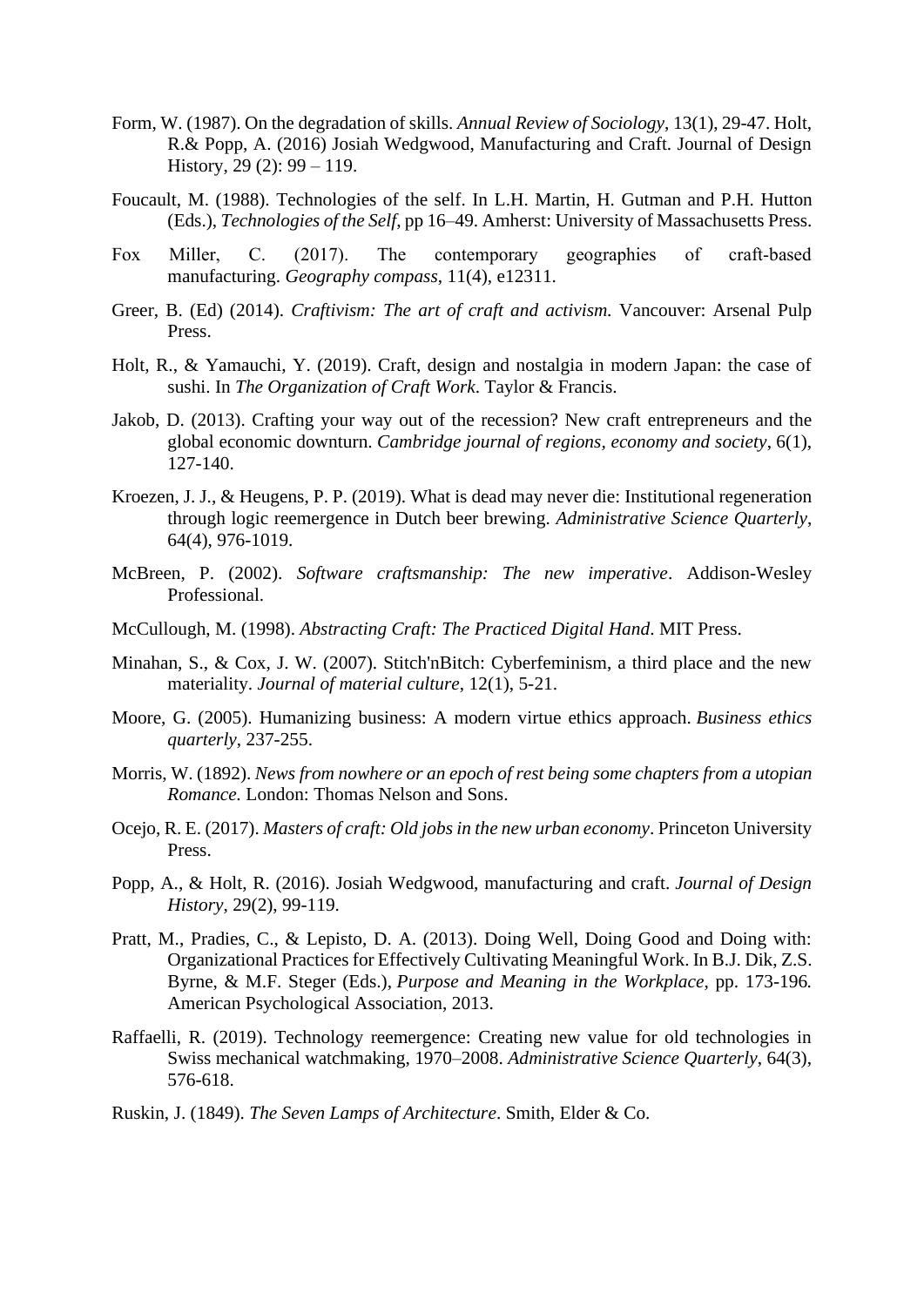Form, W. (1987). On the degradation of skills. *Annual Review of Sociology*, 13(1), 29-47. Holt, R.& Popp, A. (2016) Josiah Wedgwood, Manufacturing and Craft. Journal of Design History, 29 (2): 99 – 119.

Foucault, M. (1988). Technologies of the self. In L.H. Martin, H. Gutman and P.H. Hutton (Eds.), *Technologies of the Self*, pp 16–49. Amherst: University of Massachusetts Press.

Fox Miller, C. (2017). The contemporary geographies of craft-based manufacturing. *Geography compass*, 11(4), e12311.

Greer, B. (Ed) (2014). *Craftivism: The art of craft and activism.* Vancouver: Arsenal Pulp Press.

Holt, R., & Yamauchi, Y. (2019). Craft, design and nostalgia in modern Japan: the case of sushi. In *The Organization of Craft Work*. Taylor & Francis.

Jakob, D. (2013). Crafting your way out of the recession? New craft entrepreneurs and the global economic downturn. *Cambridge journal of regions, economy and society*, 6(1), 127-140.

Kroezen, J. J., & Heugens, P. P. (2019). What is dead may never die: Institutional regeneration through logic reemergence in Dutch beer brewing. *Administrative Science Quarterly*, 64(4), 976-1019.

McBreen, P. (2002). *Software craftsmanship: The new imperative*. Addison-Wesley Professional.

McCullough, M. (1998). *Abstracting Craft: The Practiced Digital Hand*. MIT Press.

Minahan, S., & Cox, J. W. (2007). Stitch'nBitch: Cyberfeminism, a third place and the new materiality. *Journal of material culture*, 12(1), 5-21.

Moore, G. (2005). Humanizing business: A modern virtue ethics approach. *Business ethics quarterly*, 237-255.

Morris, W. (1892). *News from nowhere or an epoch of rest being some chapters from a utopian Romance.* London: Thomas Nelson and Sons.

Ocejo, R. E. (2017). *Masters of craft: Old jobs in the new urban economy*. Princeton University Press.

Popp, A., & Holt, R. (2016). Josiah Wedgwood, manufacturing and craft. *Journal of Design History*, 29(2), 99-119.

Pratt, M., Pradies, C., & Lepisto, D. A. (2013). Doing Well, Doing Good and Doing with: Organizational Practices for Effectively Cultivating Meaningful Work. In B.J. Dik, Z.S. Byrne, & M.F. Steger (Eds.), *Purpose and Meaning in the Workplace*, pp. 173-196*.* American Psychological Association, 2013.

Raffaelli, R. (2019). Technology reemergence: Creating new value for old technologies in Swiss mechanical watchmaking, 1970–2008. *Administrative Science Quarterly*, 64(3), 576-618.

Ruskin, J. (1849). *The Seven Lamps of Architecture*. Smith, Elder & Co.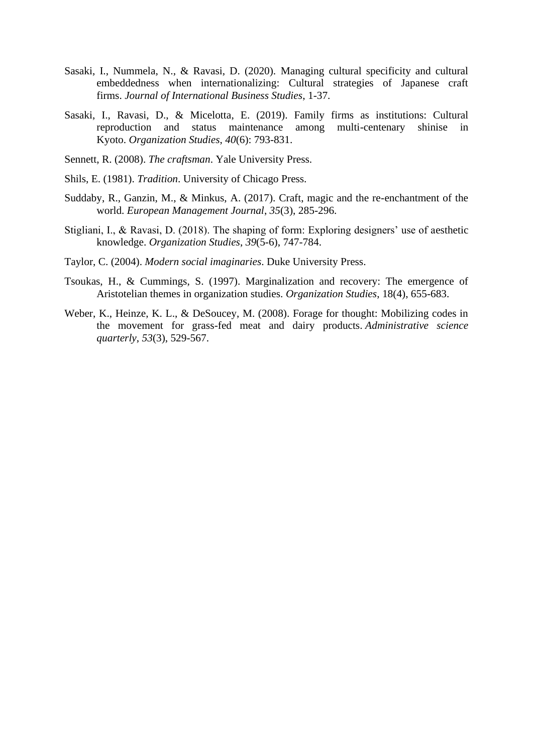Sasaki, I., Nummela, N., & Ravasi, D. (2020). Managing cultural specificity and cultural embeddedness when internationalizing: Cultural strategies of Japanese craft firms. *Journal of International Business Studies*, 1-37.

Sasaki, I., Ravasi, D., & Micelotta, E. (2019). Family firms as institutions: Cultural reproduction and status maintenance among multi-centenary shinise in Kyoto. *Organization Studies*, *40*(6): 793-831.

Sennett, R. (2008). *The craftsman*. Yale University Press.

Shils, E. (1981). *Tradition*. University of Chicago Press.

Suddaby, R., Ganzin, M., & Minkus, A. (2017). Craft, magic and the re-enchantment of the world. *European Management Journal*, *35*(3), 285-296.

Stigliani, I., & Ravasi, D. (2018). The shaping of form: Exploring designers' use of aesthetic knowledge. *Organization Studies*, *39*(5-6), 747-784.

Taylor, C. (2004). *Modern social imaginaries*. Duke University Press.

Tsoukas, H., & Cummings, S. (1997). Marginalization and recovery: The emergence of Aristotelian themes in organization studies. *Organization Studies*, 18(4), 655-683.

Weber, K., Heinze, K. L., & DeSoucey, M. (2008). Forage for thought: Mobilizing codes in the movement for grass-fed meat and dairy products. *Administrative science quarterly*, *53*(3), 529-567.